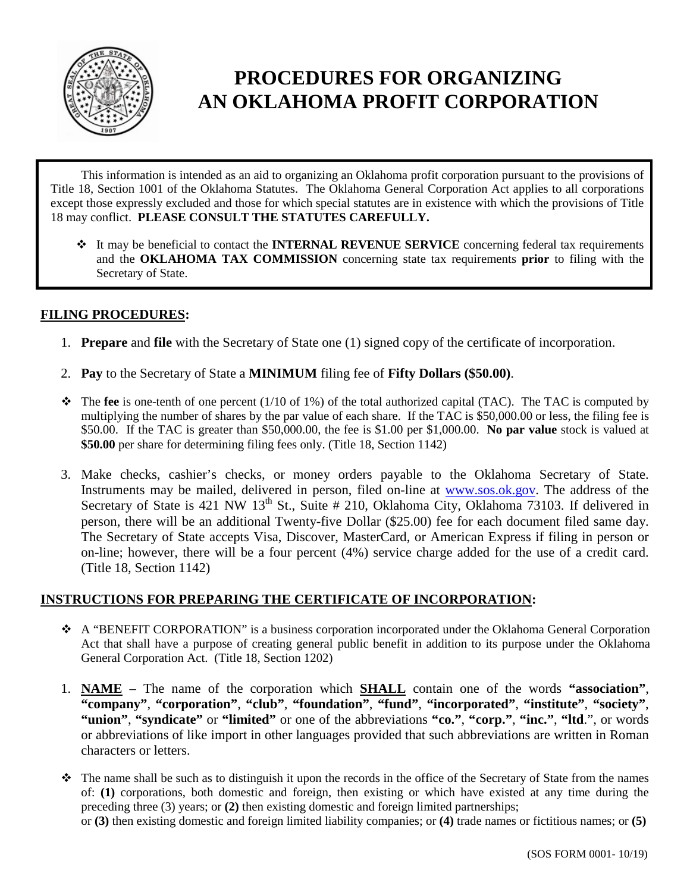# PROCEDURES FOR ORGANIZING AN OKLAHOMA PROFIT CORPORATION

This information is intended as an aid to organizing an Oklahoma profit corporation pursuant to the provisions of Title 18, Section 1001 of the Oklahoma Statutes. The Oklahoma General Corporation Act applies to all corporations except those expressly excluded and those for which special statutes are in existence with which the provisions of Title 18 may conflict. **PLEASE CONSULT THE STATUTES CAREFULLY.**

- It may be beneficial to contact the **INTERNAL REVENUE SERVICE** concerning federal tax requirements and the **OKLAHOMA TAX COMMISSION** concerning state tax requirements **prior** to filing with the Secretary of State.

## FILING PROCEDURES:

1. **Prepare** and **file** with the Secretary of State one (1) signed copy of the certificate of incorporation.

2. **Pay** to the Secretary of State a **MINIMUM** filing fee of **Fifty Dollars ($50.00)**.

- The **fee** is one-tenth of one percent (1/10 of 1%) of the total authorized capital (TAC). The TAC is computed by multiplying the number of shares by the par value of each share. If the TAC is $50,000.00 or less, the filing fee is $50.00. If the TAC is greater than $50,000.00, the fee is $1.00 per $1,000.00. **No par value** stock is valued at **$50.00** per share for determining filing fees only. (Title 18, Section 1142)

3. Make checks, cashier's checks, or money orders payable to the Oklahoma Secretary of State. Instruments may be mailed, delivered in person, filed on-line at www.sos.ok.gov. The address of the Secretary of State is 421 NW 13th St., Suite # 210, Oklahoma City, Oklahoma 73103. If delivered in person, there will be an additional Twenty-five Dollar ($25.00) fee for each document filed same day. The Secretary of State accepts Visa, Discover, MasterCard, or American Express if filing in person or on-line; however, there will be a four percent (4%) service charge added for the use of a credit card. (Title 18, Section 1142)

## INSTRUCTIONS FOR PREPARING THE CERTIFICATE OF INCORPORATION:

- A "BENEFIT CORPORATION" is a business corporation incorporated under the Oklahoma General Corporation Act that shall have a purpose of creating general public benefit in addition to its purpose under the Oklahoma General Corporation Act. (Title 18, Section 1202)

1. **NAME** – The name of the corporation which **SHALL** contain one of the words **"association"**, **"company"**, **"corporation"**, **"club"**, **"foundation"**, **"fund"**, **"incorporated"**, **"institute"**, **"society"**, **"union"**, **"syndicate"** or **"limited"** or one of the abbreviations **"co."**, **"corp."**, **"inc."**, **"ltd**.", or words or abbreviations of like import in other languages provided that such abbreviations are written in Roman characters or letters.

- The name shall be such as to distinguish it upon the records in the office of the Secretary of State from the names of: **(1)** corporations, both domestic and foreign, then existing or which have existed at any time during the preceding three (3) years; or **(2)** then existing domestic and foreign limited partnerships; or **(3)** then existing domestic and foreign limited liability companies; or **(4)** trade names or fictitious names; or **(5)**

(SOS FORM 0001- 10/19)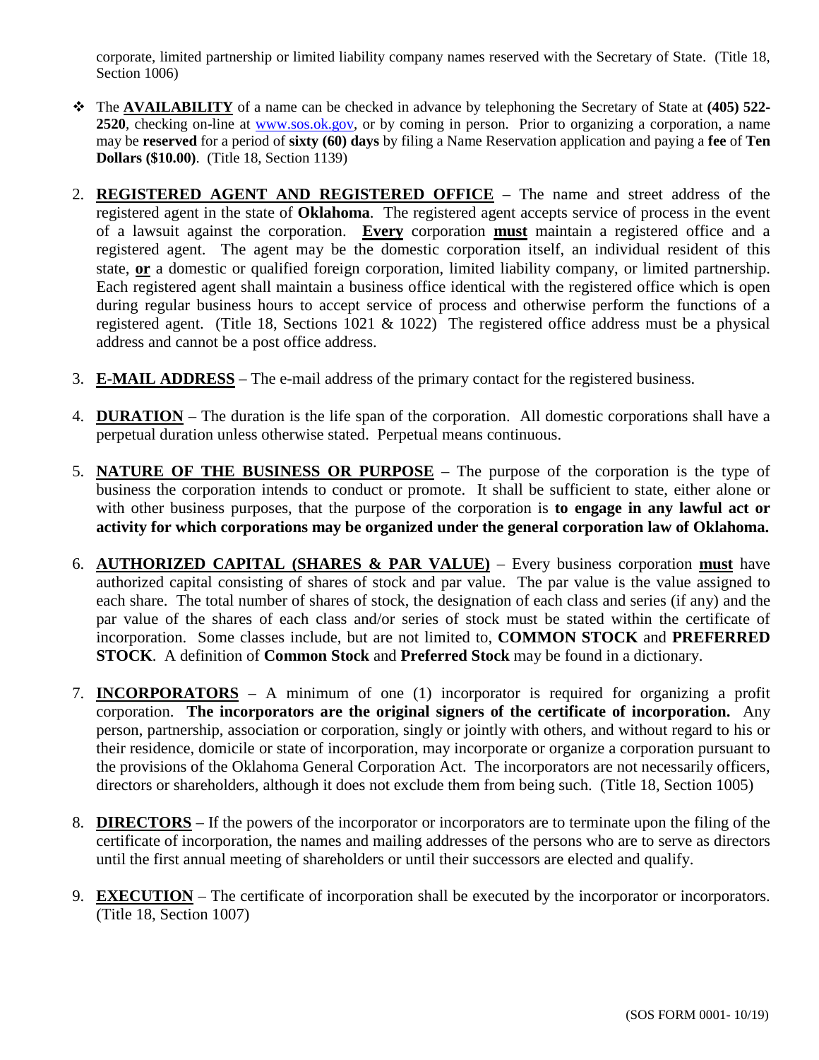corporate, limited partnership or limited liability company names reserved with the Secretary of State. (Title 18, Section 1006)

- The **AVAILABILITY** of a name can be checked in advance by telephoning the Secretary of State at **(405) 522-2520**, checking on-line at www.sos.ok.gov, or by coming in person. Prior to organizing a corporation, a name may be **reserved** for a period of **sixty (60) days** by filing a Name Reservation application and paying a **fee** of **Ten Dollars ($10.00)**. (Title 18, Section 1139)

2. **REGISTERED AGENT AND REGISTERED OFFICE** – The name and street address of the registered agent in the state of **Oklahoma**. The registered agent accepts service of process in the event of a lawsuit against the corporation. **Every** corporation **must** maintain a registered office and a registered agent. The agent may be the domestic corporation itself, an individual resident of this state, **or** a domestic or qualified foreign corporation, limited liability company, or limited partnership. Each registered agent shall maintain a business office identical with the registered office which is open during regular business hours to accept service of process and otherwise perform the functions of a registered agent. (Title 18, Sections 1021 & 1022) The registered office address must be a physical address and cannot be a post office address.

3. **E-MAIL ADDRESS** – The e-mail address of the primary contact for the registered business.

4. **DURATION** – The duration is the life span of the corporation. All domestic corporations shall have a perpetual duration unless otherwise stated. Perpetual means continuous.

5. **NATURE OF THE BUSINESS OR PURPOSE** – The purpose of the corporation is the type of business the corporation intends to conduct or promote. It shall be sufficient to state, either alone or with other business purposes, that the purpose of the corporation is **to engage in any lawful act or activity for which corporations may be organized under the general corporation law of Oklahoma.**

6. **AUTHORIZED CAPITAL (SHARES & PAR VALUE)** – Every business corporation **must** have authorized capital consisting of shares of stock and par value. The par value is the value assigned to each share. The total number of shares of stock, the designation of each class and series (if any) and the par value of the shares of each class and/or series of stock must be stated within the certificate of incorporation. Some classes include, but are not limited to, **COMMON STOCK** and **PREFERRED STOCK**. A definition of **Common Stock** and **Preferred Stock** may be found in a dictionary.

7. **INCORPORATORS** – A minimum of one (1) incorporator is required for organizing a profit corporation. **The incorporators are the original signers of the certificate of incorporation.** Any person, partnership, association or corporation, singly or jointly with others, and without regard to his or their residence, domicile or state of incorporation, may incorporate or organize a corporation pursuant to the provisions of the Oklahoma General Corporation Act. The incorporators are not necessarily officers, directors or shareholders, although it does not exclude them from being such. (Title 18, Section 1005)

8. **DIRECTORS** – If the powers of the incorporator or incorporators are to terminate upon the filing of the certificate of incorporation, the names and mailing addresses of the persons who are to serve as directors until the first annual meeting of shareholders or until their successors are elected and qualify.

9. **EXECUTION** – The certificate of incorporation shall be executed by the incorporator or incorporators. (Title 18, Section 1007)

(SOS FORM 0001- 10/19)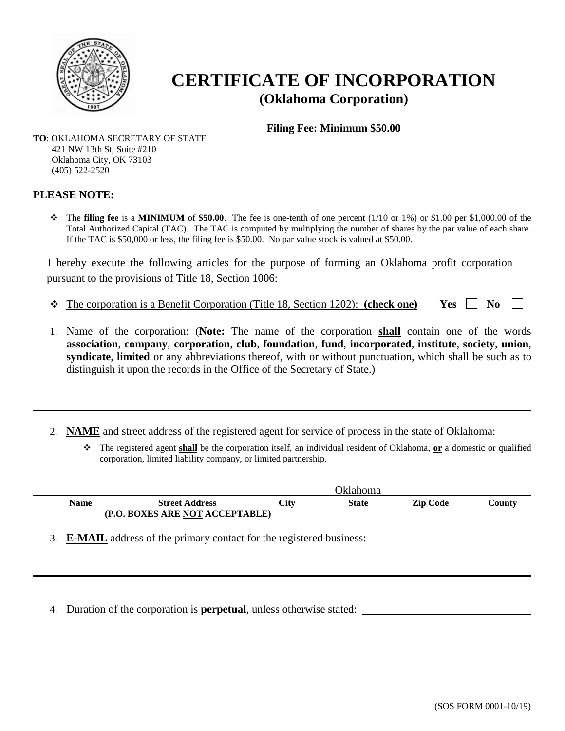# CERTIFICATE OF INCORPORATION

## (Oklahoma Corporation)

**Filing Fee: Minimum $50.00**

**TO**: OKLAHOMA SECRETARY OF STATE
421 NW 13th St, Suite #210
Oklahoma City, OK 73103
(405) 522-2520

**PLEASE NOTE:**

- The **filing fee** is a **MINIMUM** of **$50.00**. The fee is one-tenth of one percent (1/10 or 1%) or $1.00 per $1,000.00 of the Total Authorized Capital (TAC). The TAC is computed by multiplying the number of shares by the par value of each share. If the TAC is $50,000 or less, the filing fee is $50.00. No par value stock is valued at $50.00.

I hereby execute the following articles for the purpose of forming an Oklahoma profit corporation pursuant to the provisions of Title 18, Section 1006:

- The corporation is a Benefit Corporation (Title 18, Section 1202): **(check one)** **Yes** ☐ **No** ☐

1. Name of the corporation: (**Note:** The name of the corporation **shall** contain one of the words **association**, **company**, **corporation**, **club**, **foundation**, **fund**, **incorporated**, **institute**, **society**, **union**, **syndicate**, **limited** or any abbreviations thereof, with or without punctuation, which shall be such as to distinguish it upon the records in the Office of the Secretary of State.)

___________________________________________________________________________

2. **NAME** and street address of the registered agent for service of process in the state of Oklahoma:
   - The registered agent **shall** be the corporation itself, an individual resident of Oklahoma, **or** a domestic or qualified corporation, limited liability company, or limited partnership.

| Name | Street Address (P.O. BOXES ARE NOT ACCEPTABLE) | City | State | Zip Code | County |
|---|---|---|---|---|---|
| | | | Oklahoma | | |

3. **E-MAIL** address of the primary contact for the registered business:

___________________________________________________________________________

4. Duration of the corporation is **perpetual**, unless otherwise stated: ______________________________

(SOS FORM 0001-10/19)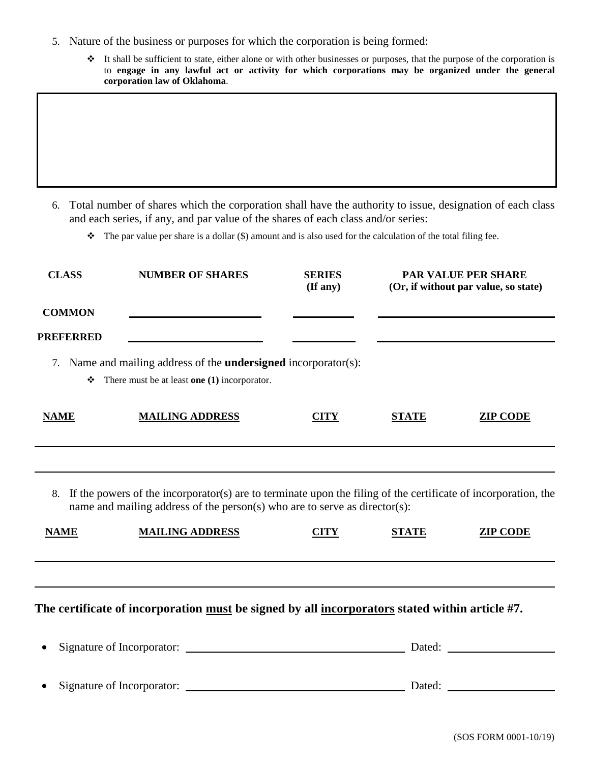5. Nature of the business or purposes for which the corporation is being formed:

   - It shall be sufficient to state, either alone or with other businesses or purposes, that the purpose of the corporation is to **engage in any lawful act or activity for which corporations may be organized under the general corporation law of Oklahoma**.

6. Total number of shares which the corporation shall have the authority to issue, designation of each class and each series, if any, and par value of the shares of each class and/or series:

   - The par value per share is a dollar ($) amount and is also used for the calculation of the total filing fee.

| CLASS | NUMBER OF SHARES | SERIES (If any) | PAR VALUE PER SHARE (Or, if without par value, so state) |
|---|---|---|---|
| COMMON | | | |
| PREFERRED | | | |

7. Name and mailing address of the **undersigned** incorporator(s):

   - There must be at least **one (1)** incorporator.

| NAME | MAILING ADDRESS | CITY | STATE | ZIP CODE |
|---|---|---|---|---|
| | | | | |
| | | | | |

8. If the powers of the incorporator(s) are to terminate upon the filing of the certificate of incorporation, the name and mailing address of the person(s) who are to serve as director(s):

| NAME | MAILING ADDRESS | CITY | STATE | ZIP CODE |
|---|---|---|---|---|
| | | | | |
| | | | | |

**The certificate of incorporation must be signed by all incorporators stated within article #7.**

- Signature of Incorporator: ______________________________ Dated: ______________
- Signature of Incorporator: ______________________________ Dated: ______________

(SOS FORM 0001-10/19)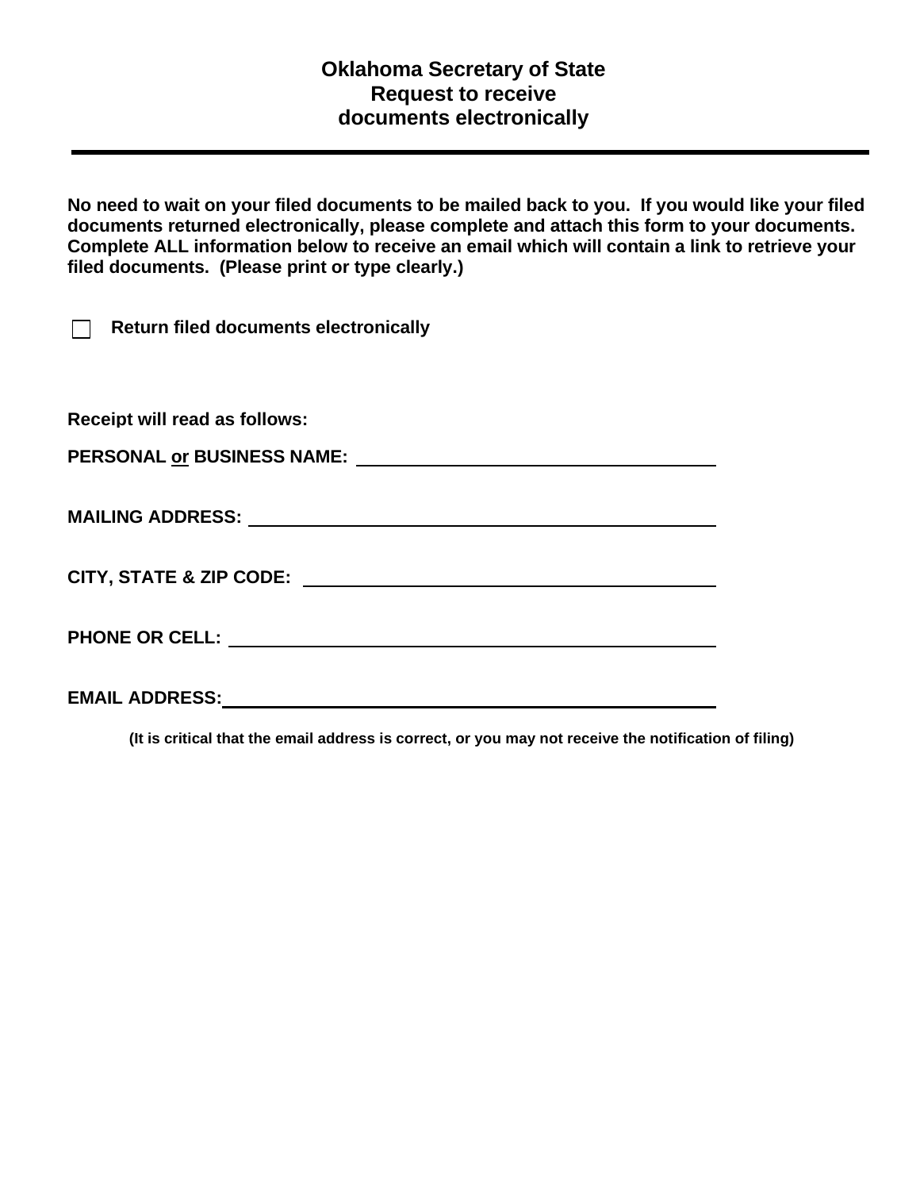# Oklahoma Secretary of State
# Request to receive documents electronically

---

**No need to wait on your filed documents to be mailed back to you. If you would like your filed documents returned electronically, please complete and attach this form to your documents. Complete ALL information below to receive an email which will contain a link to retrieve your filed documents. (Please print or type clearly.)**

☐ **Return filed documents electronically**

**Receipt will read as follows:**

**PERSONAL or BUSINESS NAME:** ____________________________________

**MAILING ADDRESS:** ____________________________________

**CITY, STATE & ZIP CODE:** ____________________________________

**PHONE OR CELL:** ____________________________________

**EMAIL ADDRESS:** ____________________________________

**(It is critical that the email address is correct, or you may not receive the notification of filing)**